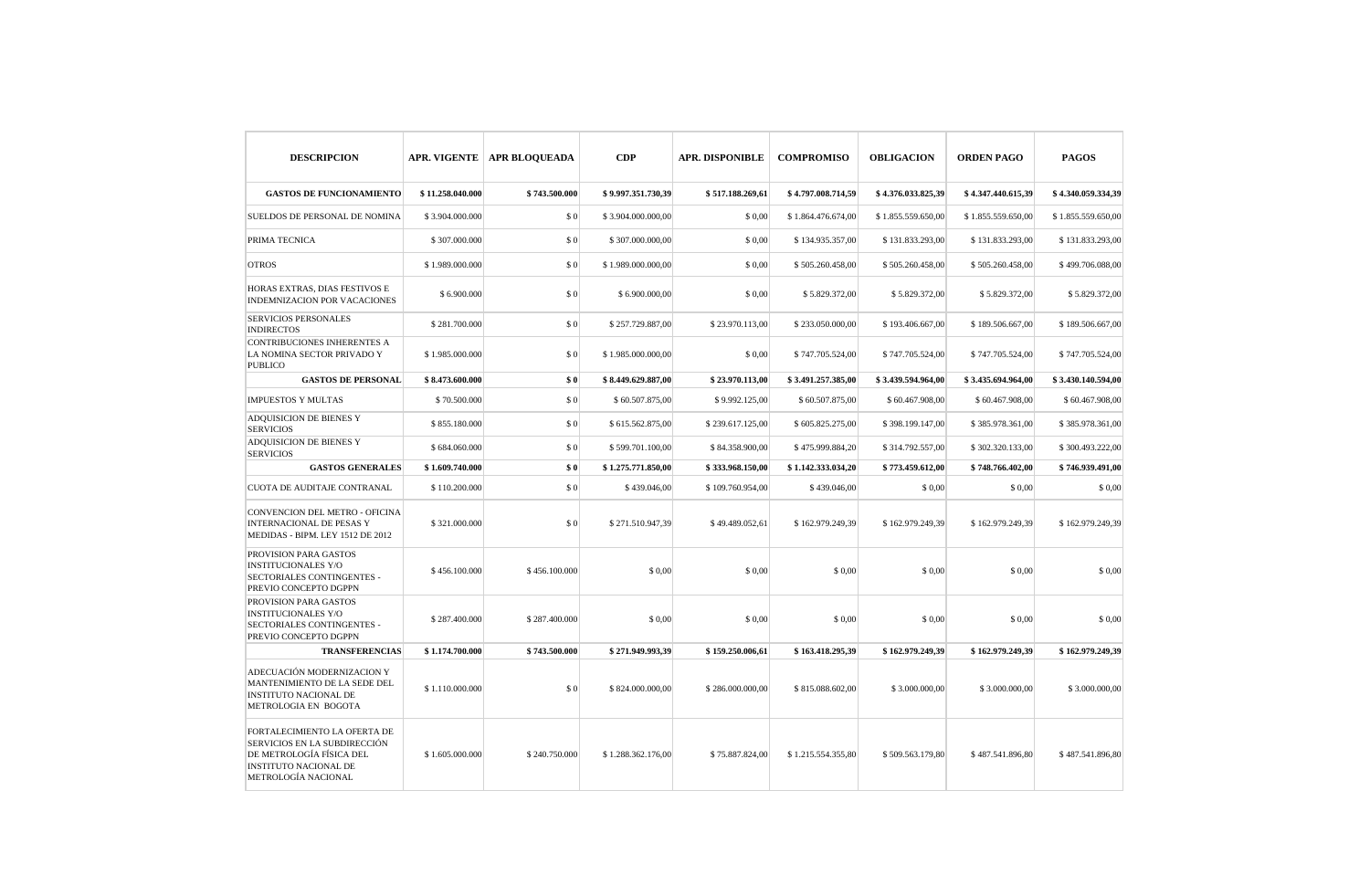| DESCRIPCION | APR. VIGENTE | APR BLOQUEADA | CDP | APR. DISPONIBLE | COMPROMISO | OBLIGACION | ORDEN PAGO | PAGOS |
|---|---|---|---|---|---|---|---|---|
| **GASTOS DE FUNCIONAMIENTO** | **$ 11.258.040.000** | **$ 743.500.000** | **$ 9.997.351.730,39** | **$ 517.188.269,61** | **$ 4.797.008.714,59** | **$ 4.376.033.825,39** | **$ 4.347.440.615,39** | **$ 4.340.059.334,39** |
| SUELDOS DE PERSONAL DE NOMINA | $ 3.904.000.000 | $ 0 | $ 3.904.000.000,00 | $ 0,00 | $ 1.864.476.674,00 | $ 1.855.559.650,00 | $ 1.855.559.650,00 | $ 1.855.559.650,00 |
| PRIMA TECNICA | $ 307.000.000 | $ 0 | $ 307.000.000,00 | $ 0,00 | $ 134.935.357,00 | $ 131.833.293,00 | $ 131.833.293,00 | $ 131.833.293,00 |
| OTROS | $ 1.989.000.000 | $ 0 | $ 1.989.000.000,00 | $ 0,00 | $ 505.260.458,00 | $ 505.260.458,00 | $ 505.260.458,00 | $ 499.706.088,00 |
| HORAS EXTRAS, DIAS FESTIVOS E INDEMNIZACION POR VACACIONES | $ 6.900.000 | $ 0 | $ 6.900.000,00 | $ 0,00 | $ 5.829.372,00 | $ 5.829.372,00 | $ 5.829.372,00 | $ 5.829.372,00 |
| SERVICIOS PERSONALES INDIRECTOS | $ 281.700.000 | $ 0 | $ 257.729.887,00 | $ 23.970.113,00 | $ 233.050.000,00 | $ 193.406.667,00 | $ 189.506.667,00 | $ 189.506.667,00 |
| CONTRIBUCIONES INHERENTES A LA NOMINA SECTOR PRIVADO Y PUBLICO | $ 1.985.000.000 | $ 0 | $ 1.985.000.000,00 | $ 0,00 | $ 747.705.524,00 | $ 747.705.524,00 | $ 747.705.524,00 | $ 747.705.524,00 |
| **GASTOS DE PERSONAL** | **$ 8.473.600.000** | **$ 0** | **$ 8.449.629.887,00** | **$ 23.970.113,00** | **$ 3.491.257.385,00** | **$ 3.439.594.964,00** | **$ 3.435.694.964,00** | **$ 3.430.140.594,00** |
| IMPUESTOS Y MULTAS | $ 70.500.000 | $ 0 | $ 60.507.875,00 | $ 9.992.125,00 | $ 60.507.875,00 | $ 60.467.908,00 | $ 60.467.908,00 | $ 60.467.908,00 |
| ADQUISICION DE BIENES Y SERVICIOS | $ 855.180.000 | $ 0 | $ 615.562.875,00 | $ 239.617.125,00 | $ 605.825.275,00 | $ 398.199.147,00 | $ 385.978.361,00 | $ 385.978.361,00 |
| ADQUISICION DE BIENES Y SERVICIOS | $ 684.060.000 | $ 0 | $ 599.701.100,00 | $ 84.358.900,00 | $ 475.999.884,20 | $ 314.792.557,00 | $ 302.320.133,00 | $ 300.493.222,00 |
| **GASTOS GENERALES** | **$ 1.609.740.000** | **$ 0** | **$ 1.275.771.850,00** | **$ 333.968.150,00** | **$ 1.142.333.034,20** | **$ 773.459.612,00** | **$ 748.766.402,00** | **$ 746.939.491,00** |
| CUOTA DE AUDITAJE CONTRANAL | $ 110.200.000 | $ 0 | $ 439.046,00 | $ 109.760.954,00 | $ 439.046,00 | $ 0,00 | $ 0,00 | $ 0,00 |
| CONVENCION DEL METRO - OFICINA INTERNACIONAL DE PESAS Y MEDIDAS - BIPM. LEY 1512 DE 2012 | $ 321.000.000 | $ 0 | $ 271.510.947,39 | $ 49.489.052,61 | $ 162.979.249,39 | $ 162.979.249,39 | $ 162.979.249,39 | $ 162.979.249,39 |
| PROVISION PARA GASTOS INSTITUCIONALES Y/O SECTORIALES CONTINGENTES - PREVIO CONCEPTO DGPPN | $ 456.100.000 | $ 456.100.000 | $ 0,00 | $ 0,00 | $ 0,00 | $ 0,00 | $ 0,00 | $ 0,00 |
| PROVISION PARA GASTOS INSTITUCIONALES Y/O SECTORIALES CONTINGENTES - PREVIO CONCEPTO DGPPN | $ 287.400.000 | $ 287.400.000 | $ 0,00 | $ 0,00 | $ 0,00 | $ 0,00 | $ 0,00 | $ 0,00 |
| **TRANSFERENCIAS** | **$ 1.174.700.000** | **$ 743.500.000** | **$ 271.949.993,39** | **$ 159.250.006,61** | **$ 163.418.295,39** | **$ 162.979.249,39** | **$ 162.979.249,39** | **$ 162.979.249,39** |
| ADECUACIÓN MODERNIZACION Y MANTENIMIENTO DE LA SEDE DEL INSTITUTO NACIONAL DE METROLOGIA EN BOGOTA | $ 1.110.000.000 | $ 0 | $ 824.000.000,00 | $ 286.000.000,00 | $ 815.088.602,00 | $ 3.000.000,00 | $ 3.000.000,00 | $ 3.000.000,00 |
| FORTALECIMIENTO LA OFERTA DE SERVICIOS EN LA SUBDIRECCIÓN DE METROLOGÍA FÍSICA DEL INSTITUTO NACIONAL DE METROLOGÍA NACIONAL | $ 1.605.000.000 | $ 240.750.000 | $ 1.288.362.176,00 | $ 75.887.824,00 | $ 1.215.554.355,80 | $ 509.563.179,80 | $ 487.541.896,80 | $ 487.541.896,80 |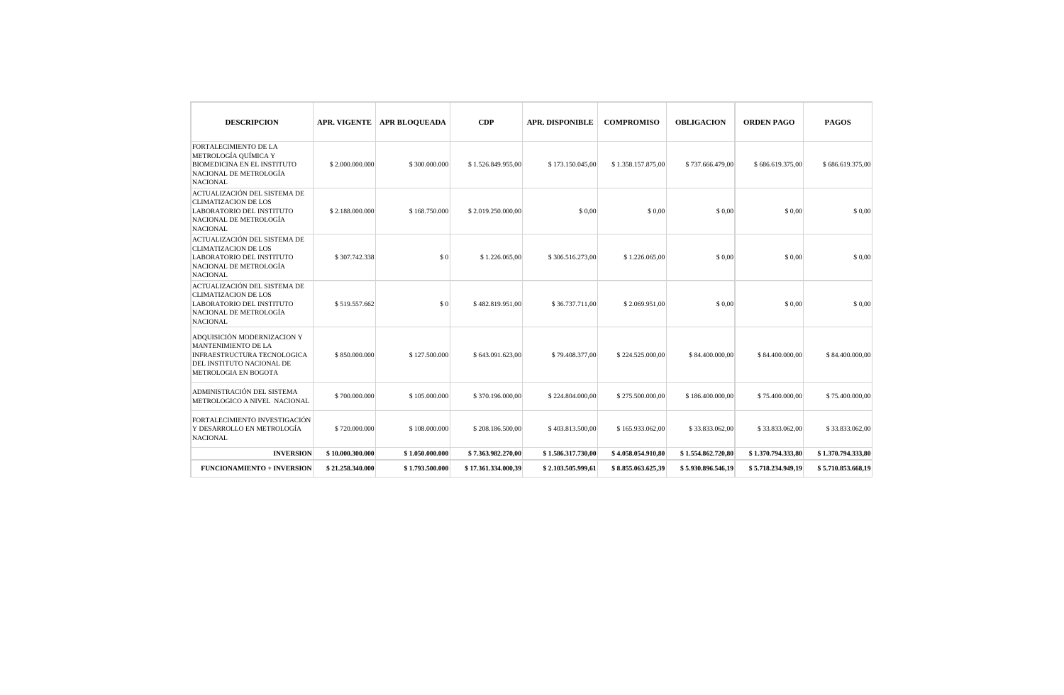| DESCRIPCION | APR. VIGENTE | APR BLOQUEADA | CDP | APR. DISPONIBLE | COMPROMISO | OBLIGACION | ORDEN PAGO | PAGOS |
|---|---|---|---|---|---|---|---|---|
| FORTALECIMIENTO DE LA METROLOGÍA QUÍMICA Y BIOMEDICINA EN EL INSTITUTO NACIONAL DE METROLOGÍA NACIONAL | $ 2.000.000.000 | $ 300.000.000 | $ 1.526.849.955,00 | $ 173.150.045,00 | $ 1.358.157.875,00 | $ 737.666.479,00 | $ 686.619.375,00 | $ 686.619.375,00 |
| ACTUALIZACIÓN DEL SISTEMA DE CLIMATIZACION DE LOS LABORATORIO DEL INSTITUTO NACIONAL DE METROLOGÍA NACIONAL | $ 2.188.000.000 | $ 168.750.000 | $ 2.019.250.000,00 | $ 0,00 | $ 0,00 | $ 0,00 | $ 0,00 | $ 0,00 |
| ACTUALIZACIÓN DEL SISTEMA DE CLIMATIZACION DE LOS LABORATORIO DEL INSTITUTO NACIONAL DE METROLOGÍA NACIONAL | $ 307.742.338 | $ 0 | $ 1.226.065,00 | $ 306.516.273,00 | $ 1.226.065,00 | $ 0,00 | $ 0,00 | $ 0,00 |
| ACTUALIZACIÓN DEL SISTEMA DE CLIMATIZACION DE LOS LABORATORIO DEL INSTITUTO NACIONAL DE METROLOGÍA NACIONAL | $ 519.557.662 | $ 0 | $ 482.819.951,00 | $ 36.737.711,00 | $ 2.069.951,00 | $ 0,00 | $ 0,00 | $ 0,00 |
| ADQUISICIÓN MODERNIZACION Y MANTENIMIENTO DE LA INFRAESTRUCTURA TECNOLOGICA DEL INSTITUTO NACIONAL DE METROLOGIA EN BOGOTA | $ 850.000.000 | $ 127.500.000 | $ 643.091.623,00 | $ 79.408.377,00 | $ 224.525.000,00 | $ 84.400.000,00 | $ 84.400.000,00 | $ 84.400.000,00 |
| ADMINISTRACIÓN DEL SISTEMA METROLOGICO A NIVEL NACIONAL | $ 700.000.000 | $ 105.000.000 | $ 370.196.000,00 | $ 224.804.000,00 | $ 275.500.000,00 | $ 186.400.000,00 | $ 75.400.000,00 | $ 75.400.000,00 |
| FORTALECIMIENTO INVESTIGACIÓN Y DESARROLLO EN METROLOGÍA NACIONAL | $ 720.000.000 | $ 108.000.000 | $ 208.186.500,00 | $ 403.813.500,00 | $ 165.933.062,00 | $ 33.833.062,00 | $ 33.833.062,00 | $ 33.833.062,00 |
| **INVERSION** | **$ 10.000.300.000** | **$ 1.050.000.000** | **$ 7.363.982.270,00** | **$ 1.586.317.730,00** | **$ 4.058.054.910,80** | **$ 1.554.862.720,80** | **$ 1.370.794.333,80** | **$ 1.370.794.333,80** |
| **FUNCIONAMIENTO + INVERSION** | **$ 21.258.340.000** | **$ 1.793.500.000** | **$ 17.361.334.000,39** | **$ 2.103.505.999,61** | **$ 8.855.063.625,39** | **$ 5.930.896.546,19** | **$ 5.718.234.949,19** | **$ 5.710.853.668,19** |